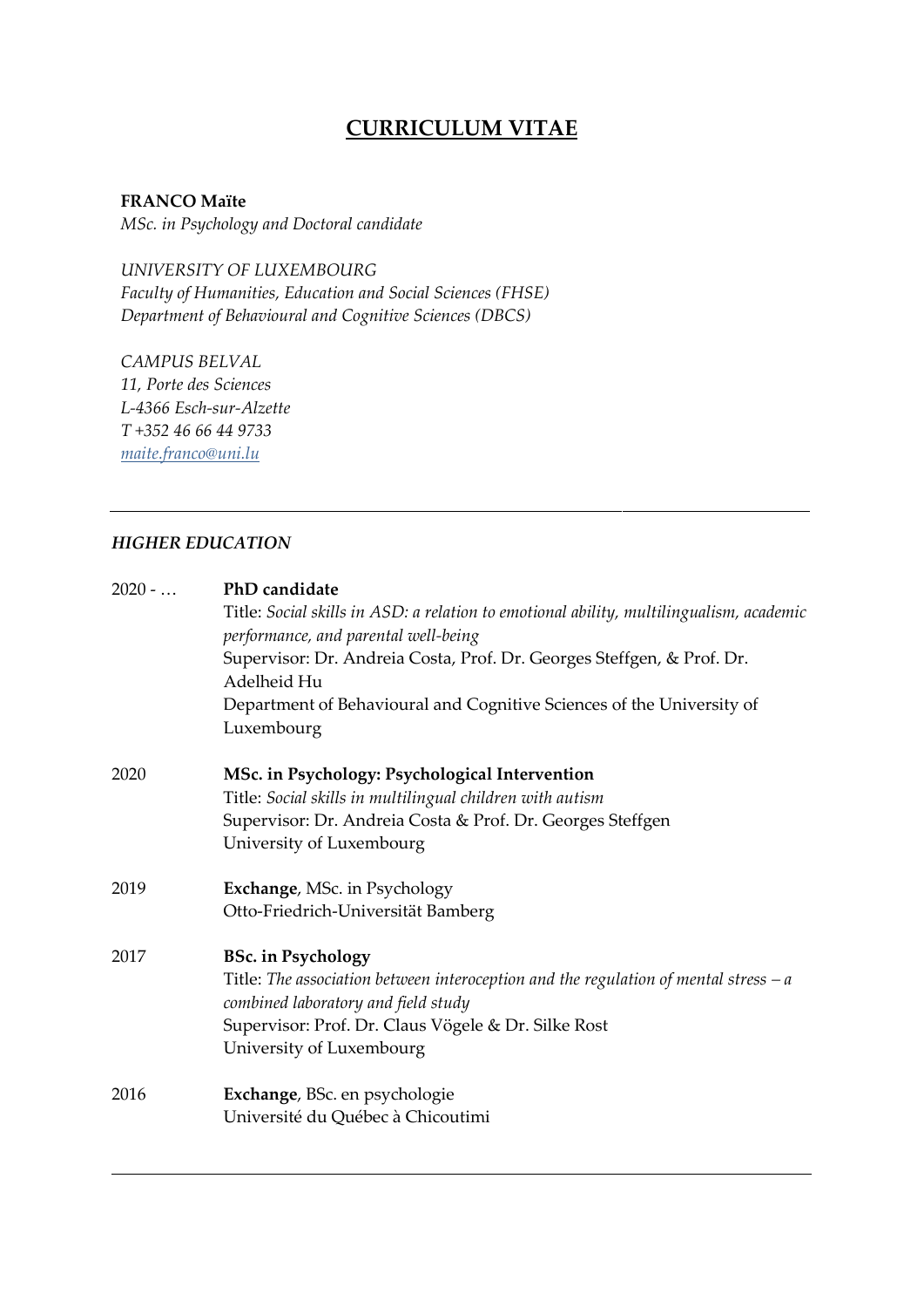# CURRICULUM VITAE

**FRANCO Maïte**
*MSc. in Psychology and Doctoral candidate*

*UNIVERSITY OF LUXEMBOURG*
*Faculty of Humanities, Education and Social Sciences (FHSE)*
*Department of Behavioural and Cognitive Sciences (DBCS)*

*CAMPUS BELVAL*
*11, Porte des Sciences*
*L-4366 Esch-sur-Alzette*
*T +352 46 66 44 9733*
*maite.franco@uni.lu*

---

## *HIGHER EDUCATION*

**2020 - …** **PhD candidate**
Title: *Social skills in ASD: a relation to emotional ability, multilingualism, academic performance, and parental well-being*
Supervisor: Dr. Andreia Costa, Prof. Dr. Georges Steffgen, & Prof. Dr. Adelheid Hu
Department of Behavioural and Cognitive Sciences of the University of Luxembourg

**2020** **MSc. in Psychology: Psychological Intervention**
Title: *Social skills in multilingual children with autism*
Supervisor: Dr. Andreia Costa & Prof. Dr. Georges Steffgen
University of Luxembourg

**2019** **Exchange**, MSc. in Psychology
Otto-Friedrich-Universität Bamberg

**2017** **BSc. in Psychology**
Title: *The association between interoception and the regulation of mental stress – a combined laboratory and field study*
Supervisor: Prof. Dr. Claus Vögele & Dr. Silke Rost
University of Luxembourg

**2016** **Exchange**, BSc. en psychologie
Université du Québec à Chicoutimi

---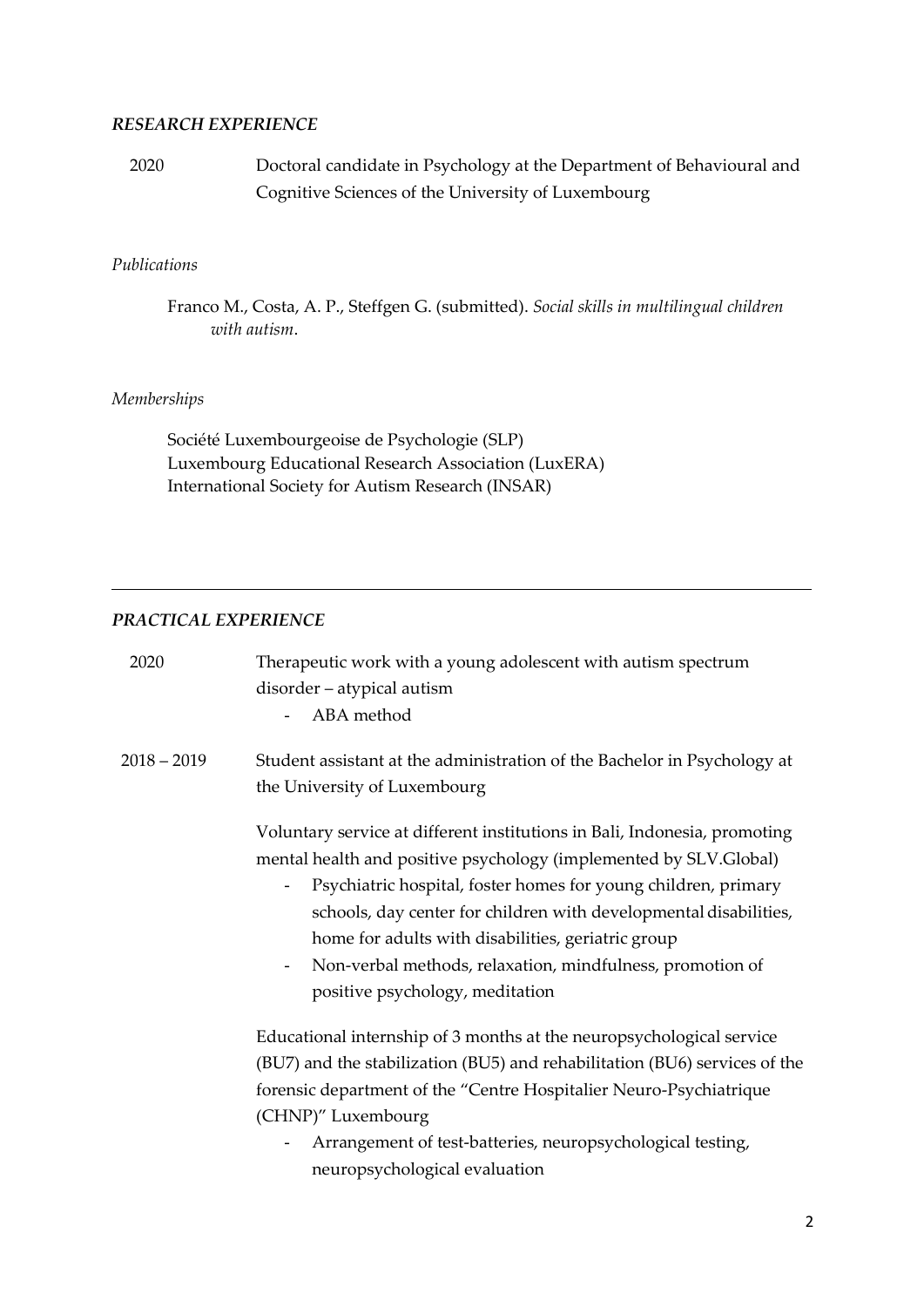### ***RESEARCH EXPERIENCE***

2020 — Doctoral candidate in Psychology at the Department of Behavioural and Cognitive Sciences of the University of Luxembourg

*Publications*

Franco M., Costa, A. P., Steffgen G. (submitted). *Social skills in multilingual children with autism*.

*Memberships*

Société Luxembourgeoise de Psychologie (SLP)
Luxembourg Educational Research Association (LuxERA)
International Society for Autism Research (INSAR)

---

### ***PRACTICAL EXPERIENCE***

2020 — Therapeutic work with a young adolescent with autism spectrum disorder – atypical autism

- ABA method

2018 – 2019 — Student assistant at the administration of the Bachelor in Psychology at the University of Luxembourg

Voluntary service at different institutions in Bali, Indonesia, promoting mental health and positive psychology (implemented by SLV.Global)

- Psychiatric hospital, foster homes for young children, primary schools, day center for children with developmental disabilities, home for adults with disabilities, geriatric group
- Non-verbal methods, relaxation, mindfulness, promotion of positive psychology, meditation

Educational internship of 3 months at the neuropsychological service (BU7) and the stabilization (BU5) and rehabilitation (BU6) services of the forensic department of the "Centre Hospitalier Neuro-Psychiatrique (CHNP)" Luxembourg

- Arrangement of test-batteries, neuropsychological testing, neuropsychological evaluation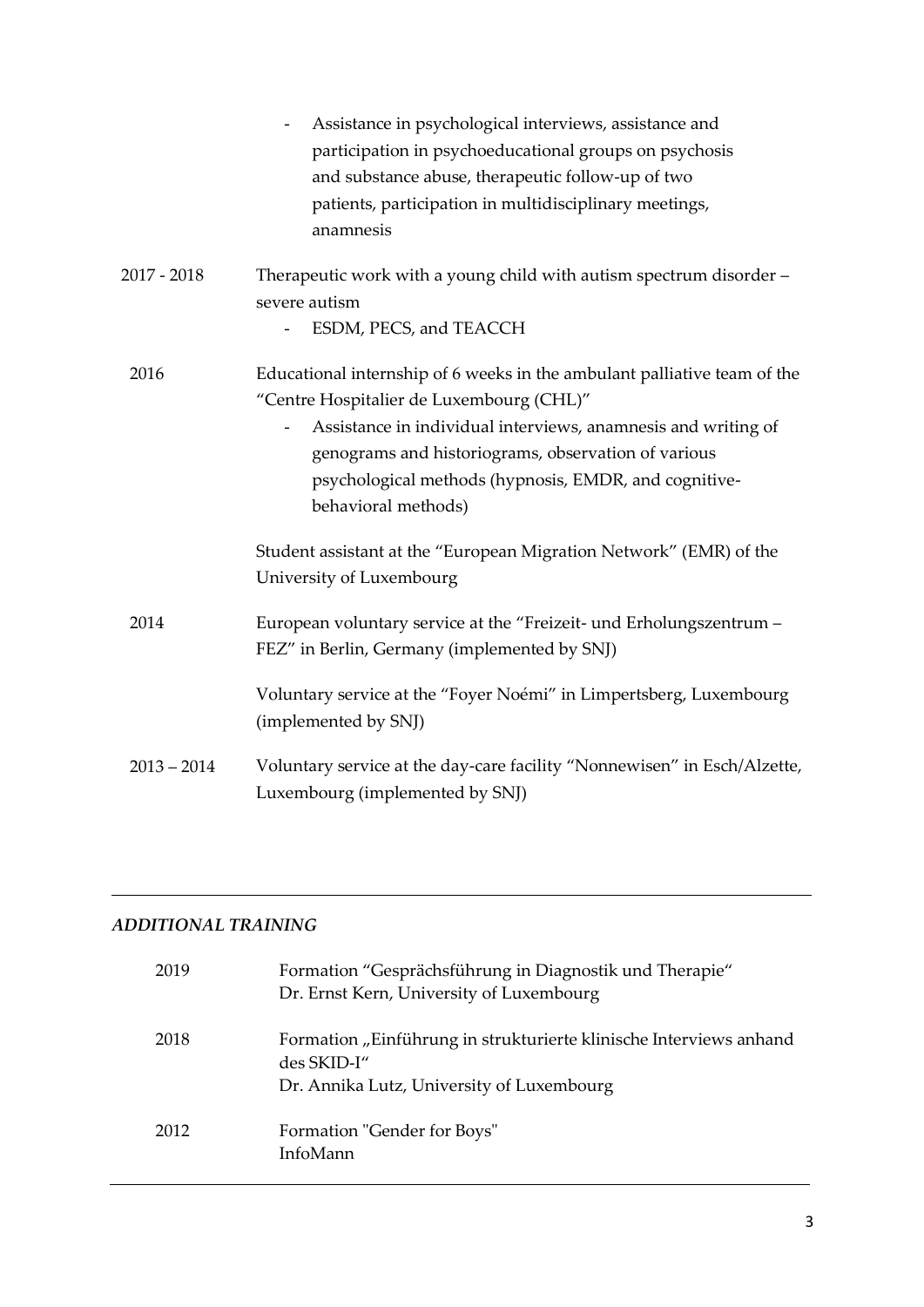- Assistance in psychological interviews, assistance and participation in psychoeducational groups on psychosis and substance abuse, therapeutic follow-up of two patients, participation in multidisciplinary meetings, anamnesis

| | |
|---|---|
| 2017 - 2018 | Therapeutic work with a young child with autism spectrum disorder – severe autism<br>- ESDM, PECS, and TEACCH |
| 2016 | Educational internship of 6 weeks in the ambulant palliative team of the "Centre Hospitalier de Luxembourg (CHL)"<br>- Assistance in individual interviews, anamnesis and writing of genograms and historiograms, observation of various psychological methods (hypnosis, EMDR, and cognitive-behavioral methods) |
| | Student assistant at the "European Migration Network" (EMR) of the University of Luxembourg |
| 2014 | European voluntary service at the "Freizeit- und Erholungszentrum – FEZ" in Berlin, Germany (implemented by SNJ) |
| | Voluntary service at the "Foyer Noémi" in Limpertsberg, Luxembourg (implemented by SNJ) |
| 2013 – 2014 | Voluntary service at the day-care facility "Nonnewisen" in Esch/Alzette, Luxembourg (implemented by SNJ) |

---

### *ADDITIONAL TRAINING*

| | |
|---|---|
| 2019 | Formation "Gesprächsführung in Diagnostik und Therapie"<br>Dr. Ernst Kern, University of Luxembourg |
| 2018 | Formation „Einführung in strukturierte klinische Interviews anhand des SKID-I"<br>Dr. Annika Lutz, University of Luxembourg |
| 2012 | Formation "Gender for Boys"<br>InfoMann |